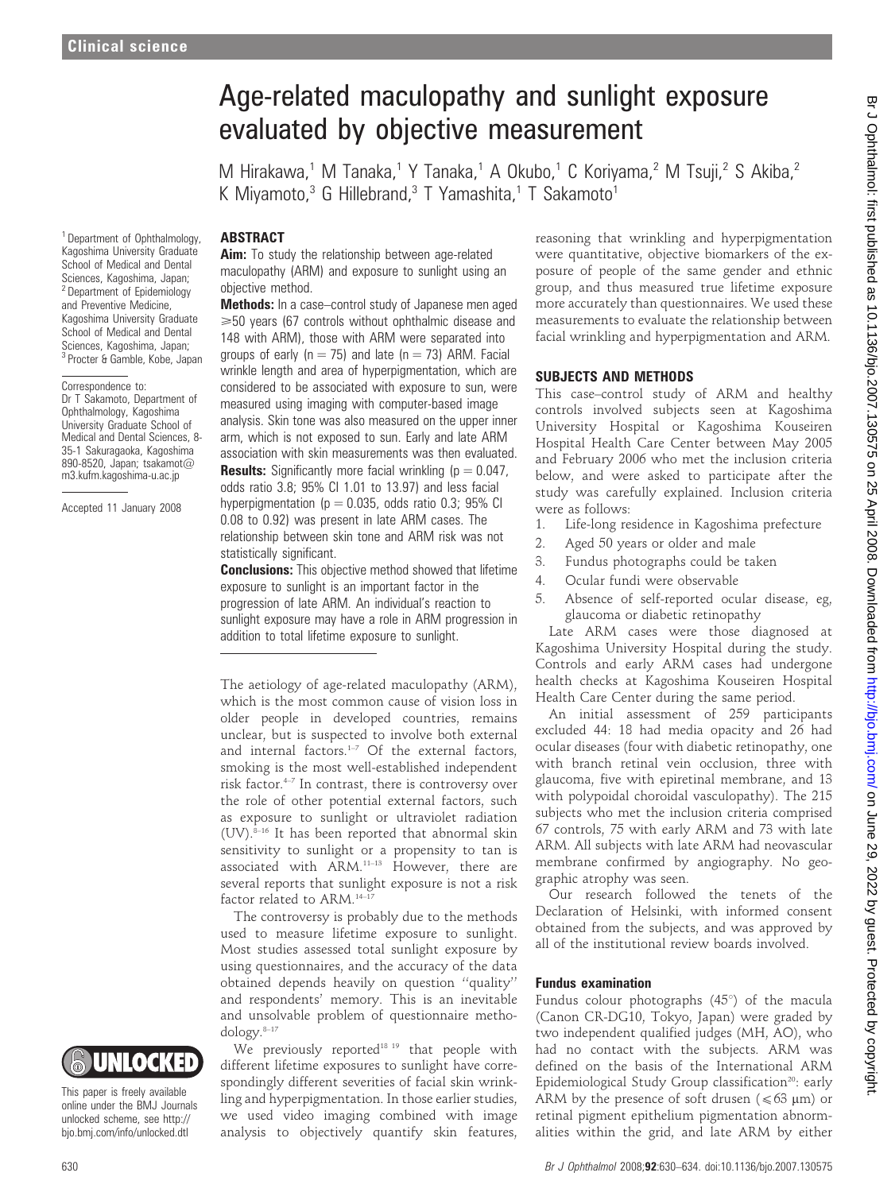# Age-related maculopathy and sunlight exposure evaluated by objective measurement

M Hirakawa,[1] M Tanaka,[1] Y Tanaka,[1] A Okubo,[1] C Koriyama,[2] M Tsuji,[2] S Akiba,[2] K Miyamoto,[3] G Hillebrand,[3] T Yamashita,[1] T Sakamoto[1]

[1] Department of Ophthalmology, Kagoshima University Graduate School of Medical and Dental Sciences, Kagoshima, Japan; [2] Department of Epidemiology and Preventive Medicine, Kagoshima University Graduate School of Medical and Dental Sciences, Kagoshima, Japan; [3] Procter & Gamble, Kobe, Japan

Correspondence to: Dr T Sakamoto, Department of Ophthalmology, Kagoshima University Graduate School of Medical and Dental Sciences, 8-35-1 Sakuragaoka, Kagoshima 890-8520, Japan; tsakamot@m3.kufm.kagoshima-u.ac.jp

Accepted 11 January 2008

This paper is freely available online under the BMJ Journals unlocked scheme, see http://bjo.bmj.com/info/unlocked.dtl

## ABSTRACT

**Aim:** To study the relationship between age-related maculopathy (ARM) and exposure to sunlight using an objective method.

**Methods:** In a case–control study of Japanese men aged ⩾50 years (67 controls without ophthalmic disease and 148 with ARM), those with ARM were separated into groups of early (n = 75) and late (n = 73) ARM. Facial wrinkle length and area of hyperpigmentation, which are considered to be associated with exposure to sun, were measured using imaging with computer-based image analysis. Skin tone was also measured on the upper inner arm, which is not exposed to sun. Early and late ARM association with skin measurements was then evaluated.

**Results:** Significantly more facial wrinkling (p = 0.047, odds ratio 3.8; 95% CI 1.01 to 13.97) and less facial hyperpigmentation (p = 0.035, odds ratio 0.3; 95% CI 0.08 to 0.92) was present in late ARM cases. The relationship between skin tone and ARM risk was not statistically significant.

**Conclusions:** This objective method showed that lifetime exposure to sunlight is an important factor in the progression of late ARM. An individual's reaction to sunlight exposure may have a role in ARM progression in addition to total lifetime exposure to sunlight.

The aetiology of age-related maculopathy (ARM), which is the most common cause of vision loss in older people in developed countries, remains unclear, but is suspected to involve both external and internal factors.[1–7] Of the external factors, smoking is the most well-established independent risk factor.[4–7] In contrast, there is controversy over the role of other potential external factors, such as exposure to sunlight or ultraviolet radiation (UV).[8–16] It has been reported that abnormal skin sensitivity to sunlight or a propensity to tan is associated with ARM.[11–13] However, there are several reports that sunlight exposure is not a risk factor related to ARM.[14–17]

The controversy is probably due to the methods used to measure lifetime exposure to sunlight. Most studies assessed total sunlight exposure by using questionnaires, and the accuracy of the data obtained depends heavily on question "quality" and respondents' memory. This is an inevitable and unsolvable problem of questionnaire methodology.[8–17]

We previously reported[18 19] that people with different lifetime exposures to sunlight have correspondingly different severities of facial skin wrinkling and hyperpigmentation. In those earlier studies, we used video imaging combined with image analysis to objectively quantify skin features, reasoning that wrinkling and hyperpigmentation were quantitative, objective biomarkers of the exposure of people of the same gender and ethnic group, and thus measured true lifetime exposure more accurately than questionnaires. We used these measurements to evaluate the relationship between facial wrinkling and hyperpigmentation and ARM.

## SUBJECTS AND METHODS

This case–control study of ARM and healthy controls involved subjects seen at Kagoshima University Hospital or Kagoshima Kouseiren Hospital Health Care Center between May 2005 and February 2006 who met the inclusion criteria below, and were asked to participate after the study was carefully explained. Inclusion criteria were as follows:

1. Life-long residence in Kagoshima prefecture
2. Aged 50 years or older and male
3. Fundus photographs could be taken
4. Ocular fundi were observable
5. Absence of self-reported ocular disease, eg, glaucoma or diabetic retinopathy

Late ARM cases were those diagnosed at Kagoshima University Hospital during the study. Controls and early ARM cases had undergone health checks at Kagoshima Kouseiren Hospital Health Care Center during the same period.

An initial assessment of 259 participants excluded 44: 18 had media opacity and 26 had ocular diseases (four with diabetic retinopathy, one with branch retinal vein occlusion, three with glaucoma, five with epiretinal membrane, and 13 with polypoidal choroidal vasculopathy). The 215 subjects who met the inclusion criteria comprised 67 controls, 75 with early ARM and 73 with late ARM. All subjects with late ARM had neovascular membrane confirmed by angiography. No geographic atrophy was seen.

Our research followed the tenets of the Declaration of Helsinki, with informed consent obtained from the subjects, and was approved by all of the institutional review boards involved.

### Fundus examination

Fundus colour photographs (45°) of the macula (Canon CR-DG10, Tokyo, Japan) were graded by two independent qualified judges (MH, AO), who had no contact with the subjects. ARM was defined on the basis of the International ARM Epidemiological Study Group classification[20]: early ARM by the presence of soft drusen (⩽63 μm) or retinal pigment epithelium pigmentation abnormalities within the grid, and late ARM by either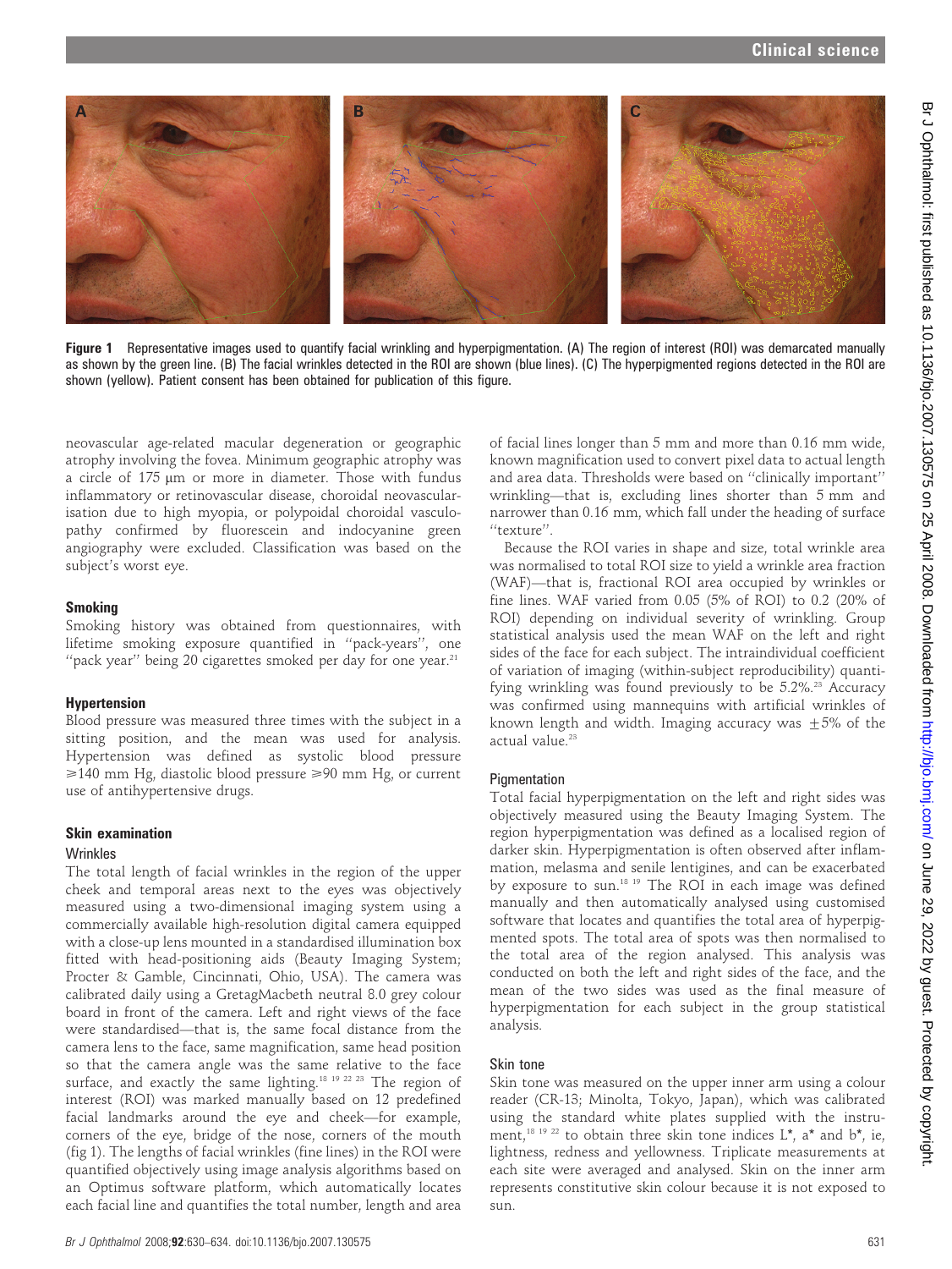**Figure 1** Representative images used to quantify facial wrinkling and hyperpigmentation. (A) The region of interest (ROI) was demarcated manually as shown by the green line. (B) The facial wrinkles detected in the ROI are shown (blue lines). (C) The hyperpigmented regions detected in the ROI are shown (yellow). Patient consent has been obtained for publication of this figure.

neovascular age-related macular degeneration or geographic atrophy involving the fovea. Minimum geographic atrophy was a circle of 175 μm or more in diameter. Those with fundus inflammatory or retinovascular disease, choroidal neovascularisation due to high myopia, or polypoidal choroidal vasculopathy confirmed by fluorescein and indocyanine green angiography were excluded. Classification was based on the subject's worst eye.

### Smoking

Smoking history was obtained from questionnaires, with lifetime smoking exposure quantified in "pack-years", one "pack year" being 20 cigarettes smoked per day for one year.[21]

### Hypertension

Blood pressure was measured three times with the subject in a sitting position, and the mean was used for analysis. Hypertension was defined as systolic blood pressure ≥140 mm Hg, diastolic blood pressure ≥90 mm Hg, or current use of antihypertensive drugs.

### Skin examination

#### Wrinkles

The total length of facial wrinkles in the region of the upper cheek and temporal areas next to the eyes was objectively measured using a two-dimensional imaging system using a commercially available high-resolution digital camera equipped with a close-up lens mounted in a standardised illumination box fitted with head-positioning aids (Beauty Imaging System; Procter & Gamble, Cincinnati, Ohio, USA). The camera was calibrated daily using a GretagMacbeth neutral 8.0 grey colour board in front of the camera. Left and right views of the face were standardised—that is, the same focal distance from the camera lens to the face, same magnification, same head position so that the camera angle was the same relative to the face surface, and exactly the same lighting.[18 19 22 23] The region of interest (ROI) was marked manually based on 12 predefined facial landmarks around the eye and cheek—for example, corners of the eye, bridge of the nose, corners of the mouth (fig 1). The lengths of facial wrinkles (fine lines) in the ROI were quantified objectively using image analysis algorithms based on an Optimus software platform, which automatically locates each facial line and quantifies the total number, length and area of facial lines longer than 5 mm and more than 0.16 mm wide, known magnification used to convert pixel data to actual length and area data. Thresholds were based on "clinically important" wrinkling—that is, excluding lines shorter than 5 mm and narrower than 0.16 mm, which fall under the heading of surface "texture".

Because the ROI varies in shape and size, total wrinkle area was normalised to total ROI size to yield a wrinkle area fraction (WAF)—that is, fractional ROI area occupied by wrinkles or fine lines. WAF varied from 0.05 (5% of ROI) to 0.2 (20% of ROI) depending on individual severity of wrinkling. Group statistical analysis used the mean WAF on the left and right sides of the face for each subject. The intraindividual coefficient of variation of imaging (within-subject reproducibility) quantifying wrinkling was found previously to be 5.2%.[23] Accuracy was confirmed using mannequins with artificial wrinkles of known length and width. Imaging accuracy was ±5% of the actual value.[23]

#### Pigmentation

Total facial hyperpigmentation on the left and right sides was objectively measured using the Beauty Imaging System. The region hyperpigmentation was defined as a localised region of darker skin. Hyperpigmentation is often observed after inflammation, melasma and senile lentigines, and can be exacerbated by exposure to sun.[18 19] The ROI in each image was defined manually and then automatically analysed using customised software that locates and quantifies the total area of hyperpigmented spots. The total area of spots was then normalised to the total area of the region analysed. This analysis was conducted on both the left and right sides of the face, and the mean of the two sides was used as the final measure of hyperpigmentation for each subject in the group statistical analysis.

#### Skin tone

Skin tone was measured on the upper inner arm using a colour reader (CR-13; Minolta, Tokyo, Japan), which was calibrated using the standard white plates supplied with the instrument,[18 19 22] to obtain three skin tone indices L*, a* and b*, ie, lightness, redness and yellowness. Triplicate measurements at each site were averaged and analysed. Skin on the inner arm represents constitutive skin colour because it is not exposed to sun.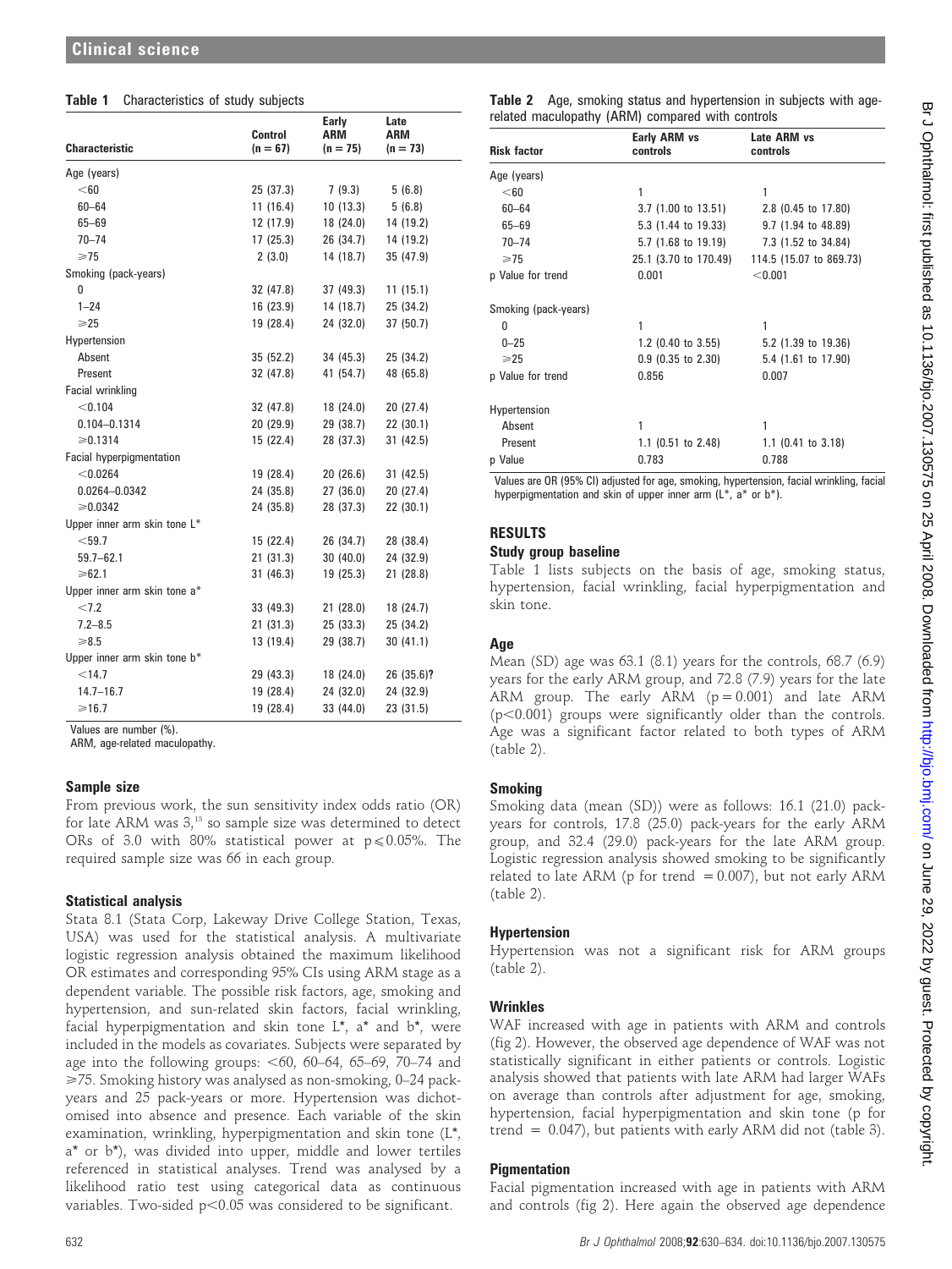**Table 1** Characteristics of study subjects

| Characteristic | Control (n = 67) | Early ARM (n = 75) | Late ARM (n = 73) |
|---|---|---|---|
| Age (years) | | | |
| <60 | 25 (37.3) | 7 (9.3) | 5 (6.8) |
| 60–64 | 11 (16.4) | 10 (13.3) | 5 (6.8) |
| 65–69 | 12 (17.9) | 18 (24.0) | 14 (19.2) |
| 70–74 | 17 (25.3) | 26 (34.7) | 14 (19.2) |
| ⩾75 | 2 (3.0) | 14 (18.7) | 35 (47.9) |
| Smoking (pack-years) | | | |
| 0 | 32 (47.8) | 37 (49.3) | 11 (15.1) |
| 1–24 | 16 (23.9) | 14 (18.7) | 25 (34.2) |
| ⩾25 | 19 (28.4) | 24 (32.0) | 37 (50.7) |
| Hypertension | | | |
| Absent | 35 (52.2) | 34 (45.3) | 25 (34.2) |
| Present | 32 (47.8) | 41 (54.7) | 48 (65.8) |
| Facial wrinkling | | | |
| <0.104 | 32 (47.8) | 18 (24.0) | 20 (27.4) |
| 0.104–0.1314 | 20 (29.9) | 29 (38.7) | 22 (30.1) |
| ⩾0.1314 | 15 (22.4) | 28 (37.3) | 31 (42.5) |
| Facial hyperpigmentation | | | |
| <0.0264 | 19 (28.4) | 20 (26.6) | 31 (42.5) |
| 0.0264–0.0342 | 24 (35.8) | 27 (36.0) | 20 (27.4) |
| ⩾0.0342 | 24 (35.8) | 28 (37.3) | 22 (30.1) |
| Upper inner arm skin tone L* | | | |
| <59.7 | 15 (22.4) | 26 (34.7) | 28 (38.4) |
| 59.7–62.1 | 21 (31.3) | 30 (40.0) | 24 (32.9) |
| ⩾62.1 | 31 (46.3) | 19 (25.3) | 21 (28.8) |
| Upper inner arm skin tone a* | | | |
| <7.2 | 33 (49.3) | 21 (28.0) | 18 (24.7) |
| 7.2–8.5 | 21 (31.3) | 25 (33.3) | 25 (34.2) |
| ⩾8.5 | 13 (19.4) | 29 (38.7) | 30 (41.1) |
| Upper inner arm skin tone b* | | | |
| <14.7 | 29 (43.3) | 18 (24.0) | 26 (35.6)? |
| 14.7–16.7 | 19 (28.4) | 24 (32.0) | 24 (32.9) |
| ⩾16.7 | 19 (28.4) | 33 (44.0) | 23 (31.5) |

Values are number (%).
ARM, age-related maculopathy.

### Sample size

From previous work, the sun sensitivity index odds ratio (OR) for late ARM was 3,[13] so sample size was determined to detect ORs of 3.0 with 80% statistical power at $p \leqslant 0.05\%$. The required sample size was 66 in each group.

### Statistical analysis

Stata 8.1 (Stata Corp, Lakeway Drive College Station, Texas, USA) was used for the statistical analysis. A multivariate logistic regression analysis obtained the maximum likelihood OR estimates and corresponding 95% CIs using ARM stage as a dependent variable. The possible risk factors, age, smoking and hypertension, and sun-related skin factors, facial wrinkling, facial hyperpigmentation and skin tone L*, a* and b*, were included in the models as covariates. Subjects were separated by age into the following groups: <60, 60–64, 65–69, 70–74 and ⩾75. Smoking history was analysed as non-smoking, 0–24 pack-years and 25 pack-years or more. Hypertension was dichotomised into absence and presence. Each variable of the skin examination, wrinkling, hyperpigmentation and skin tone (L*, a* or b*), was divided into upper, middle and lower tertiles referenced in statistical analyses. Trend was analysed by a likelihood ratio test using categorical data as continuous variables. Two-sided $p<0.05$ was considered to be significant.

**Table 2** Age, smoking status and hypertension in subjects with age-related maculopathy (ARM) compared with controls

| Risk factor | Early ARM vs controls | Late ARM vs controls |
|---|---|---|
| Age (years) | | |
| <60 | 1 | 1 |
| 60–64 | 3.7 (1.00 to 13.51) | 2.8 (0.45 to 17.80) |
| 65–69 | 5.3 (1.44 to 19.33) | 9.7 (1.94 to 48.89) |
| 70–74 | 5.7 (1.68 to 19.19) | 7.3 (1.52 to 34.84) |
| ⩾75 | 25.1 (3.70 to 170.49) | 114.5 (15.07 to 869.73) |
| p Value for trend | 0.001 | <0.001 |
| Smoking (pack-years) | | |
| 0 | 1 | 1 |
| 0–25 | 1.2 (0.40 to 3.55) | 5.2 (1.39 to 19.36) |
| ⩾25 | 0.9 (0.35 to 2.30) | 5.4 (1.61 to 17.90) |
| p Value for trend | 0.856 | 0.007 |
| Hypertension | | |
| Absent | 1 | 1 |
| Present | 1.1 (0.51 to 2.48) | 1.1 (0.41 to 3.18) |
| p Value | 0.783 | 0.788 |

Values are OR (95% CI) adjusted for age, smoking, hypertension, facial wrinkling, facial hyperpigmentation and skin of upper inner arm (L*, a* or b*).

## RESULTS

### Study group baseline

Table 1 lists subjects on the basis of age, smoking status, hypertension, facial wrinkling, facial hyperpigmentation and skin tone.

### Age

Mean (SD) age was 63.1 (8.1) years for the controls, 68.7 (6.9) years for the early ARM group, and 72.8 (7.9) years for the late ARM group. The early ARM ($p = 0.001$) and late ARM ($p<0.001$) groups were significantly older than the controls. Age was a significant factor related to both types of ARM (table 2).

### Smoking

Smoking data (mean (SD)) were as follows: 16.1 (21.0) pack-years for controls, 17.8 (25.0) pack-years for the early ARM group, and 32.4 (29.0) pack-years for the late ARM group. Logistic regression analysis showed smoking to be significantly related to late ARM (p for trend $= 0.007$), but not early ARM (table 2).

### Hypertension

Hypertension was not a significant risk for ARM groups (table 2).

### Wrinkles

WAF increased with age in patients with ARM and controls (fig 2). However, the observed age dependence of WAF was not statistically significant in either patients or controls. Logistic analysis showed that patients with late ARM had larger WAFs on average than controls after adjustment for age, smoking, hypertension, facial hyperpigmentation and skin tone (p for trend $= 0.047$), but patients with early ARM did not (table 3).

### Pigmentation

Facial pigmentation increased with age in patients with ARM and controls (fig 2). Here again the observed age dependence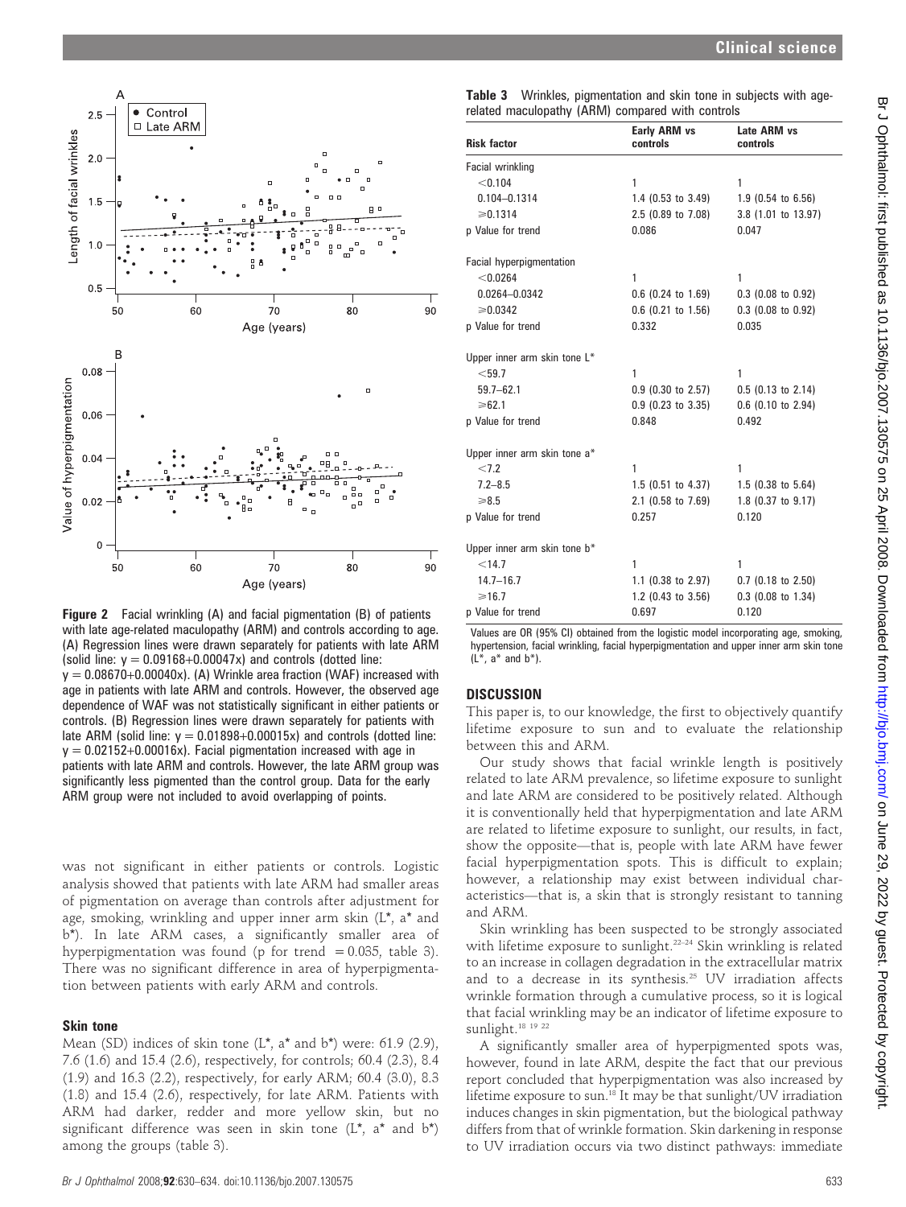**Figure 2** Facial wrinkling (A) and facial pigmentation (B) of patients with late age-related maculopathy (ARM) and controls according to age. (A) Regression lines were drawn separately for patients with late ARM (solid line: $y = 0.09168+0.00047x$) and controls (dotted line: $y = 0.08670+0.00040x$). (A) Wrinkle area fraction (WAF) increased with age in patients with late ARM and controls. However, the observed age dependence of WAF was not statistically significant in either patients or controls. (B) Regression lines were drawn separately for patients with late ARM (solid line: $y = 0.01898+0.00015x$) and controls (dotted line: $y = 0.02152+0.00016x$). Facial pigmentation increased with age in patients with late ARM and controls. However, the late ARM group was significantly less pigmented than the control group. Data for the early ARM group were not included to avoid overlapping of points.

was not significant in either patients or controls. Logistic analysis showed that patients with late ARM had smaller areas of pigmentation on average than controls after adjustment for age, smoking, wrinkling and upper inner arm skin (L*, a* and b*). In late ARM cases, a significantly smaller area of hyperpigmentation was found (p for trend = 0.035, table 3). There was no significant difference in area of hyperpigmentation between patients with early ARM and controls.

### Skin tone

Mean (SD) indices of skin tone (L*, a* and b*) were: 61.9 (2.9), 7.6 (1.6) and 15.4 (2.6), respectively, for controls; 60.4 (2.3), 8.4 (1.9) and 16.3 (2.2), respectively, for early ARM; 60.4 (3.0), 8.3 (1.8) and 15.4 (2.6), respectively, for late ARM. Patients with ARM had darker, redder and more yellow skin, but no significant difference was seen in skin tone (L*, a* and b*) among the groups (table 3).

**Table 3** Wrinkles, pigmentation and skin tone in subjects with age-related maculopathy (ARM) compared with controls

| Risk factor | Early ARM vs controls | Late ARM vs controls |
|---|---|---|
| Facial wrinkling | | |
| <0.104 | 1 | 1 |
| 0.104–0.1314 | 1.4 (0.53 to 3.49) | 1.9 (0.54 to 6.56) |
| ≥0.1314 | 2.5 (0.89 to 7.08) | 3.8 (1.01 to 13.97) |
| p Value for trend | 0.086 | 0.047 |
| Facial hyperpigmentation | | |
| <0.0264 | 1 | 1 |
| 0.0264–0.0342 | 0.6 (0.24 to 1.69) | 0.3 (0.08 to 0.92) |
| ≥0.0342 | 0.6 (0.21 to 1.56) | 0.3 (0.08 to 0.92) |
| p Value for trend | 0.332 | 0.035 |
| Upper inner arm skin tone L* | | |
| <59.7 | 1 | 1 |
| 59.7–62.1 | 0.9 (0.30 to 2.57) | 0.5 (0.13 to 2.14) |
| ≥62.1 | 0.9 (0.23 to 3.35) | 0.6 (0.10 to 2.94) |
| p Value for trend | 0.848 | 0.492 |
| Upper inner arm skin tone a* | | |
| <7.2 | 1 | 1 |
| 7.2–8.5 | 1.5 (0.51 to 4.37) | 1.5 (0.38 to 5.64) |
| ≥8.5 | 2.1 (0.58 to 7.69) | 1.8 (0.37 to 9.17) |
| p Value for trend | 0.257 | 0.120 |
| Upper inner arm skin tone b* | | |
| <14.7 | 1 | 1 |
| 14.7–16.7 | 1.1 (0.38 to 2.97) | 0.7 (0.18 to 2.50) |
| ≥16.7 | 1.2 (0.43 to 3.56) | 0.3 (0.08 to 1.34) |
| p Value for trend | 0.697 | 0.120 |

Values are OR (95% CI) obtained from the logistic model incorporating age, smoking, hypertension, facial wrinkling, facial hyperpigmentation and upper inner arm skin tone (L*, a* and b*).

## DISCUSSION

This paper is, to our knowledge, the first to objectively quantify lifetime exposure to sun and to evaluate the relationship between this and ARM.

Our study shows that facial wrinkle length is positively related to late ARM prevalence, so lifetime exposure to sunlight and late ARM are considered to be positively related. Although it is conventionally held that hyperpigmentation and late ARM are related to lifetime exposure to sunlight, our results, in fact, show the opposite—that is, people with late ARM have fewer facial hyperpigmentation spots. This is difficult to explain; however, a relationship may exist between individual characteristics—that is, a skin that is strongly resistant to tanning and ARM.

Skin wrinkling has been suspected to be strongly associated with lifetime exposure to sunlight.[22–24] Skin wrinkling is related to an increase in collagen degradation in the extracellular matrix and to a decrease in its synthesis.[25] UV irradiation affects wrinkle formation through a cumulative process, so it is logical that facial wrinkling may be an indicator of lifetime exposure to sunlight.[18 19 22]

A significantly smaller area of hyperpigmented spots was, however, found in late ARM, despite the fact that our previous report concluded that hyperpigmentation was also increased by lifetime exposure to sun.[18] It may be that sunlight/UV irradiation induces changes in skin pigmentation, but the biological pathway differs from that of wrinkle formation. Skin darkening in response to UV irradiation occurs via two distinct pathways: immediate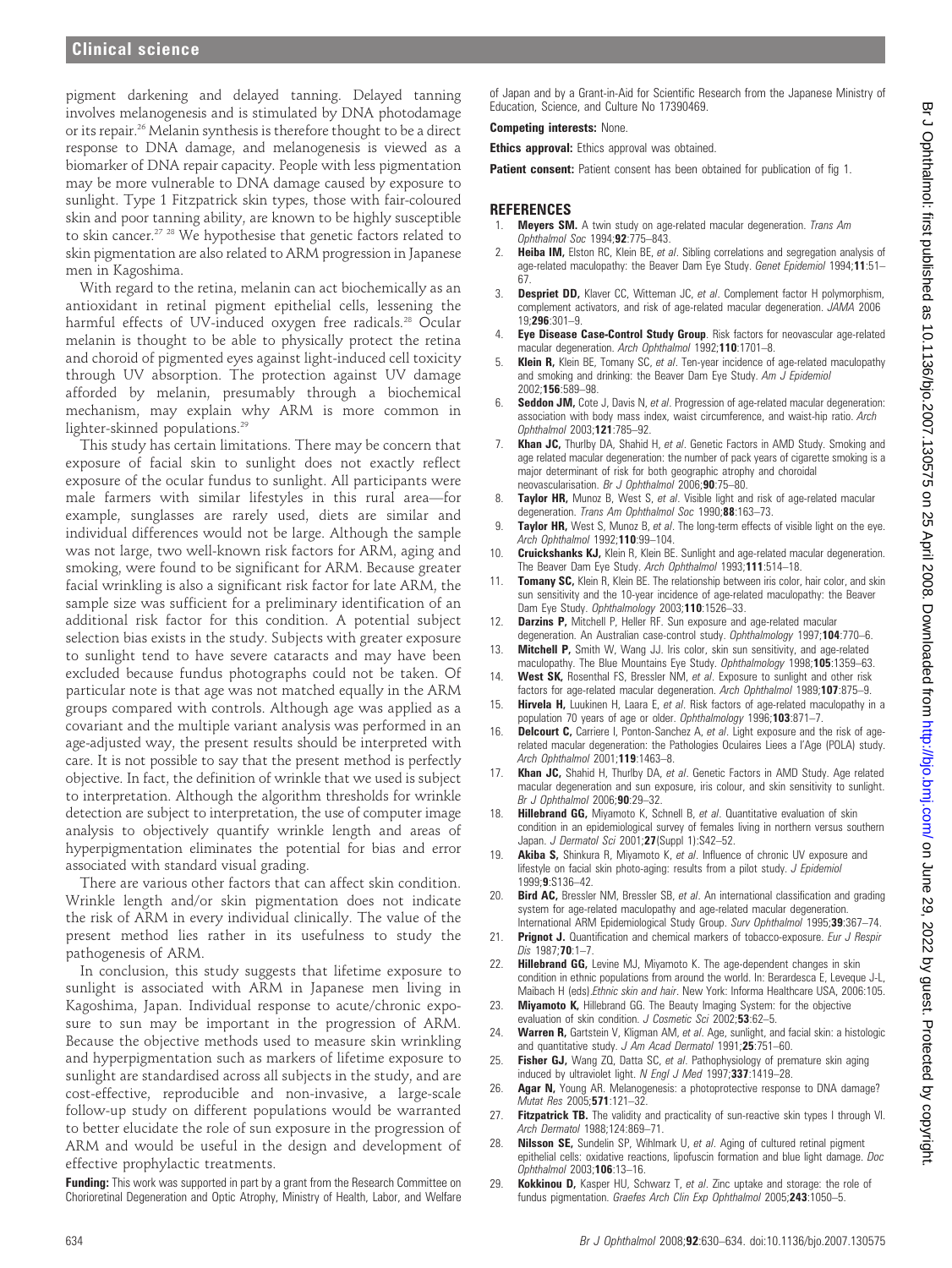pigment darkening and delayed tanning. Delayed tanning involves melanogenesis and is stimulated by DNA photodamage or its repair.[26] Melanin synthesis is therefore thought to be a direct response to DNA damage, and melanogenesis is viewed as a biomarker of DNA repair capacity. People with less pigmentation may be more vulnerable to DNA damage caused by exposure to sunlight. Type 1 Fitzpatrick skin types, those with fair-coloured skin and poor tanning ability, are known to be highly susceptible to skin cancer.[27 28] We hypothesise that genetic factors related to skin pigmentation are also related to ARM progression in Japanese men in Kagoshima.

With regard to the retina, melanin can act biochemically as an antioxidant in retinal pigment epithelial cells, lessening the harmful effects of UV-induced oxygen free radicals.[28] Ocular melanin is thought to be able to physically protect the retina and choroid of pigmented eyes against light-induced cell toxicity through UV absorption. The protection against UV damage afforded by melanin, presumably through a biochemical mechanism, may explain why ARM is more common in lighter-skinned populations.[29]

This study has certain limitations. There may be concern that exposure of facial skin to sunlight does not exactly reflect exposure of the ocular fundus to sunlight. All participants were male farmers with similar lifestyles in this rural area—for example, sunglasses are rarely used, diets are similar and individual differences would not be large. Although the sample was not large, two well-known risk factors for ARM, aging and smoking, were found to be significant for ARM. Because greater facial wrinkling is also a significant risk factor for late ARM, the sample size was sufficient for a preliminary identification of an additional risk factor for this condition. A potential subject selection bias exists in the study. Subjects with greater exposure to sunlight tend to have severe cataracts and may have been excluded because fundus photographs could not be taken. Of particular note is that age was not matched equally in the ARM groups compared with controls. Although age was applied as a covariant and the multiple variant analysis was performed in an age-adjusted way, the present results should be interpreted with care. It is not possible to say that the present method is perfectly objective. In fact, the definition of wrinkle that we used is subject to interpretation. Although the algorithm thresholds for wrinkle detection are subject to interpretation, the use of computer image analysis to objectively quantify wrinkle length and areas of hyperpigmentation eliminates the potential for bias and error associated with standard visual grading.

There are various other factors that can affect skin condition. Wrinkle length and/or skin pigmentation does not indicate the risk of ARM in every individual clinically. The value of the present method lies rather in its usefulness to study the pathogenesis of ARM.

In conclusion, this study suggests that lifetime exposure to sunlight is associated with ARM in Japanese men living in Kagoshima, Japan. Individual response to acute/chronic exposure to sun may be important in the progression of ARM. Because the objective methods used to measure skin wrinkling and hyperpigmentation such as markers of lifetime exposure to sunlight are standardised across all subjects in the study, and are cost-effective, reproducible and non-invasive, a large-scale follow-up study on different populations would be warranted to better elucidate the role of sun exposure in the progression of ARM and would be useful in the design and development of effective prophylactic treatments.

**Funding:** This work was supported in part by a grant from the Research Committee on Chorioretinal Degeneration and Optic Atrophy, Ministry of Health, Labor, and Welfare of Japan and by a Grant-in-Aid for Scientific Research from the Japanese Ministry of Education, Science, and Culture No 17390469.

**Competing interests:** None.

**Ethics approval:** Ethics approval was obtained.

**Patient consent:** Patient consent has been obtained for publication of fig 1.

## REFERENCES

1. **Meyers SM.** A twin study on age-related macular degeneration. *Trans Am Ophthalmol Soc* 1994;**92**:775–843.
2. **Heiba IM,** Elston RC, Klein BE, *et al*. Sibling correlations and segregation analysis of age-related maculopathy: the Beaver Dam Eye Study. *Genet Epidemiol* 1994;**11**:51–67.
3. **Despriet DD,** Klaver CC, Witteman JC, *et al*. Complement factor H polymorphism, complement activators, and risk of age-related macular degeneration. *JAMA* 2006 19;**296**:301–9.
4. **Eye Disease Case-Control Study Group**. Risk factors for neovascular age-related macular degeneration. *Arch Ophthalmol* 1992;**110**:1701–8.
5. **Klein R,** Klein BE, Tomany SC, *et al*. Ten-year incidence of age-related maculopathy and smoking and drinking: the Beaver Dam Eye Study. *Am J Epidemiol* 2002;**156**:589–98.
6. **Seddon JM,** Cote J, Davis N, *et al*. Progression of age-related macular degeneration: association with body mass index, waist circumference, and waist-hip ratio. *Arch Ophthalmol* 2003;**121**:785–92.
7. **Khan JC,** Thurlby DA, Shahid H, *et al*. Genetic Factors in AMD Study. Smoking and age related macular degeneration: the number of pack years of cigarette smoking is a major determinant of risk for both geographic atrophy and choroidal neovascularisation. *Br J Ophthalmol* 2006;**90**:75–80.
8. **Taylor HR,** Munoz B, West S, *et al*. Visible light and risk of age-related macular degeneration. *Trans Am Ophthalmol Soc* 1990;**88**:163–73.
9. **Taylor HR,** West S, Munoz B, *et al*. The long-term effects of visible light on the eye. *Arch Ophthalmol* 1992;**110**:99–104.
10. **Cruickshanks KJ,** Klein R, Klein BE. Sunlight and age-related macular degeneration. The Beaver Dam Eye Study. *Arch Ophthalmol* 1993;**111**:514–18.
11. **Tomany SC,** Klein R, Klein BE. The relationship between iris color, hair color, and skin sun sensitivity and the 10-year incidence of age-related maculopathy: the Beaver Dam Eye Study. *Ophthalmology* 2003;**110**:1526–33.
12. **Darzins P,** Mitchell P, Heller RF. Sun exposure and age-related macular degeneration. An Australian case-control study. *Ophthalmology* 1997;**104**:770–6.
13. **Mitchell P,** Smith W, Wang JJ. Iris color, skin sun sensitivity, and age-related maculopathy. The Blue Mountains Eye Study. *Ophthalmology* 1998;**105**:1359–63.
14. **West SK,** Rosenthal FS, Bressler NM, *et al*. Exposure to sunlight and other risk factors for age-related macular degeneration. *Arch Ophthalmol* 1989;**107**:875–9.
15. **Hirvela H,** Luukinen H, Laara E, *et al*. Risk factors of age-related maculopathy in a population 70 years of age or older. *Ophthalmology* 1996;**103**:871–7.
16. **Delcourt C,** Carriere I, Ponton-Sanchez A, *et al*. Light exposure and the risk of age-related macular degeneration: the Pathologies Oculaires Liees a l'Age (POLA) study. *Arch Ophthalmol* 2001;**119**:1463–8.
17. **Khan JC,** Shahid H, Thurlby DA, *et al*. Genetic Factors in AMD Study. Age related macular degeneration and sun exposure, iris colour, and skin sensitivity to sunlight. *Br J Ophthalmol* 2006;**90**:29–32.
18. **Hillebrand GG,** Miyamoto K, Schnell B, *et al*. Quantitative evaluation of skin condition in an epidemiological survey of females living in northern versus southern Japan. *J Dermatol Sci* 2001;**27**(Suppl 1):S42–52.
19. **Akiba S,** Shinkura R, Miyamoto K, *et al*. Influence of chronic UV exposure and lifestyle on facial skin photo-aging: results from a pilot study. *J Epidemiol* 1999;**9**:S136–42.
20. **Bird AC,** Bressler NM, Bressler SB, *et al*. An international classification and grading system for age-related maculopathy and age-related macular degeneration. International ARM Epidemiological Study Group. *Surv Ophthalmol* 1995;**39**:367–74.
21. **Prignot J.** Quantification and chemical markers of tobacco-exposure. *Eur J Respir Dis* 1987;**70**:1–7.
22. **Hillebrand GG,** Levine MJ, Miyamoto K. The age-dependent changes in skin condition in ethnic populations from around the world. In: Berardesca E, Leveque J-L, Maibach H (eds).*Ethnic skin and hair*. New York: Informa Healthcare USA, 2006:105.
23. **Miyamoto K,** Hillebrand GG. The Beauty Imaging System: for the objective evaluation of skin condition. *J Cosmetic Sci* 2002;**53**:62–5.
24. **Warren R,** Gartstein V, Kligman AM, *et al*. Age, sunlight, and facial skin: a histologic and quantitative study. *J Am Acad Dermatol* 1991;**25**:751–60.
25. **Fisher GJ,** Wang ZQ, Datta SC, *et al*. Pathophysiology of premature skin aging induced by ultraviolet light. *N Engl J Med* 1997;**337**:1419–28.
26. **Agar N,** Young AR. Melanogenesis: a photoprotective response to DNA damage? *Mutat Res* 2005;**571**:121–32.
27. **Fitzpatrick TB.** The validity and practicality of sun-reactive skin types I through VI. *Arch Dermatol* 1988;124:869–71.
28. **Nilsson SE,** Sundelin SP, Wihlmark U, *et al*. Aging of cultured retinal pigment epithelial cells: oxidative reactions, lipofuscin formation and blue light damage. *Doc Ophthalmol* 2003;**106**:13–16.
29. **Kokkinou D,** Kasper HU, Schwarz T, *et al*. Zinc uptake and storage: the role of fundus pigmentation. *Graefes Arch Clin Exp Ophthalmol* 2005;**243**:1050–5.